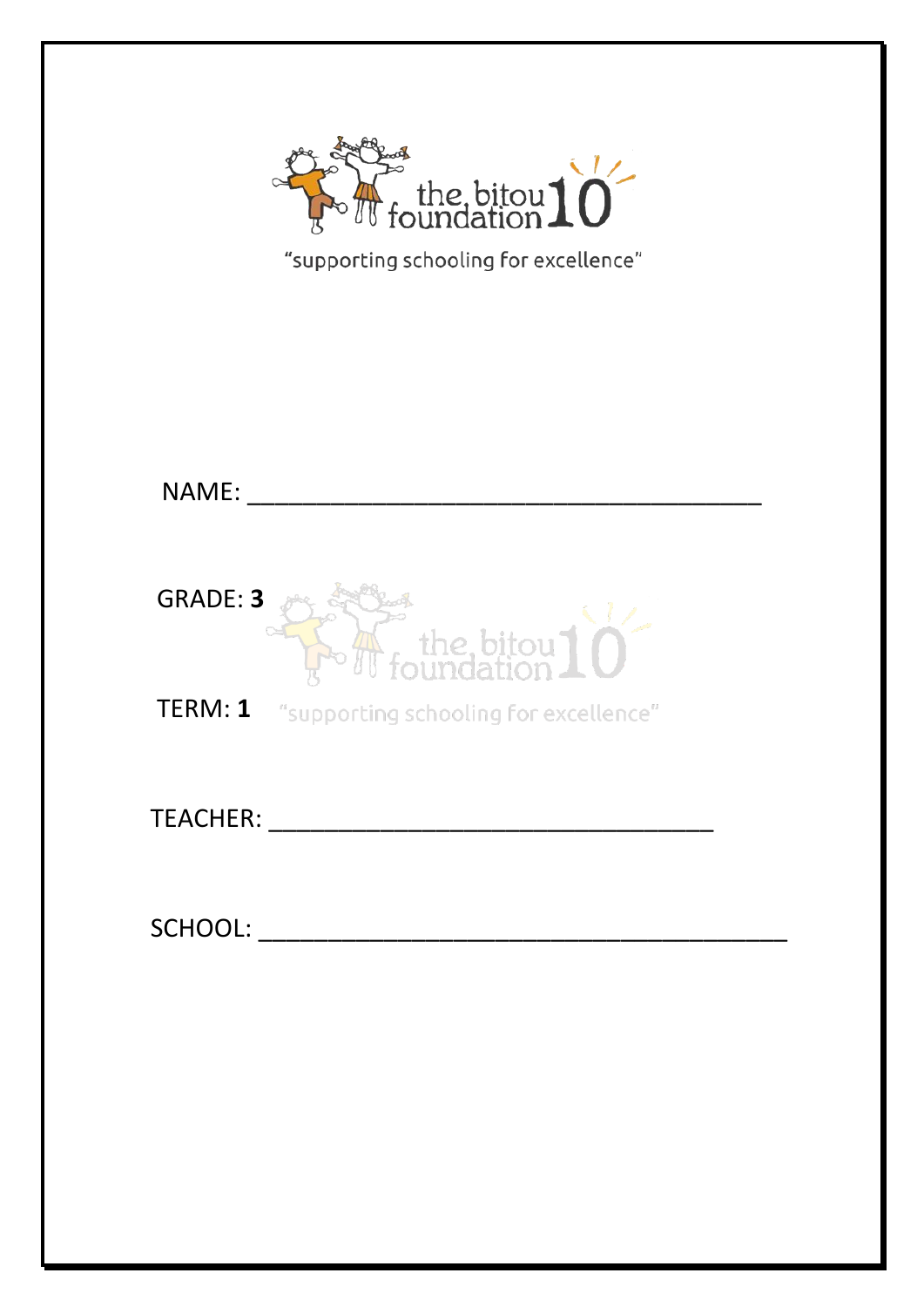the bitou foundation 10

"supporting schooling for excellence"

NAME: ________________________________________

GRADE: **3**

TERM: **1**

TEACHER: ___________________________________

SCHOOL: _________________________________________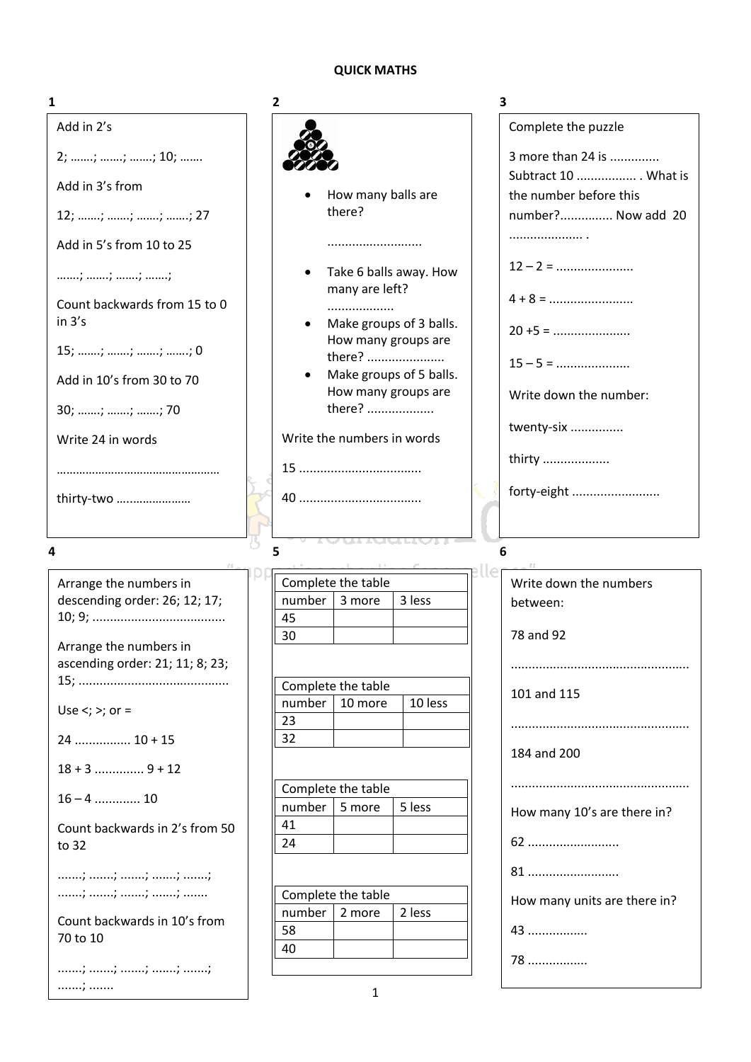# QUICK MATHS

## 1

Add in 2's

2; .......; .......; .......; 10; .......

Add in 3's from

12; .......; .......; .......; .......; 27

Add in 5's from 10 to 25

.......; .......; .......; .......;

Count backwards from 15 to 0 in 3's

15; .......; .......; .......; .......; 0

Add in 10's from 30 to 70

30; .......; .......; .......; 70

Write 24 in words

....................................................

thirty-two ........................

## 2

- How many balls are there?

  ...........................

- Take 6 balls away. How many are left? ..................
- Make groups of 3 balls. How many groups are there? .....................
- Make groups of 5 balls. How many groups are there? ..................

Write the numbers in words

15 ..................................

40 ..................................

## 3

Complete the puzzle

3 more than 24 is ............. Subtract 10 ................. . What is the number before this number?............... Now add 20 ..................... .

12 – 2 = ......................

4 + 8 = ........................

20 +5 = ......................

15 – 5 = .....................

Write down the number:

twenty-six ...............

thirty ...................

forty-eight .........................

## 4

Arrange the numbers in descending order: 26; 12; 17; 10; 9; ......................................

Arrange the numbers in ascending order: 21; 11; 8; 23; 15; ..........................................

Use <; >; or =

24 ................ 10 + 15

18 + 3 ............. 9 + 12

16 – 4 ............. 10

Count backwards in 2's from 50 to 32

.......; .......; .......; .......; .......; .......; .......; .......; .......; .......

Count backwards in 10's from 70 to 10

.......; .......; .......; .......; .......; .......; .......

## 5

Complete the table

| number | 3 more | 3 less |
|---|---|---|
| 45 | | |
| 30 | | |

Complete the table

| number | 10 more | 10 less |
|---|---|---|
| 23 | | |
| 32 | | |

Complete the table

| number | 5 more | 5 less |
|---|---|---|
| 41 | | |
| 24 | | |

Complete the table

| number | 2 more | 2 less |
|---|---|---|
| 58 | | |
| 40 | | |

## 6

Write down the numbers between:

78 and 92

..................................................

101 and 115

..................................................

184 and 200

..................................................

How many 10's are there in?

62 ..........................

81 ..........................

How many units are there in?

43 .................

78 .................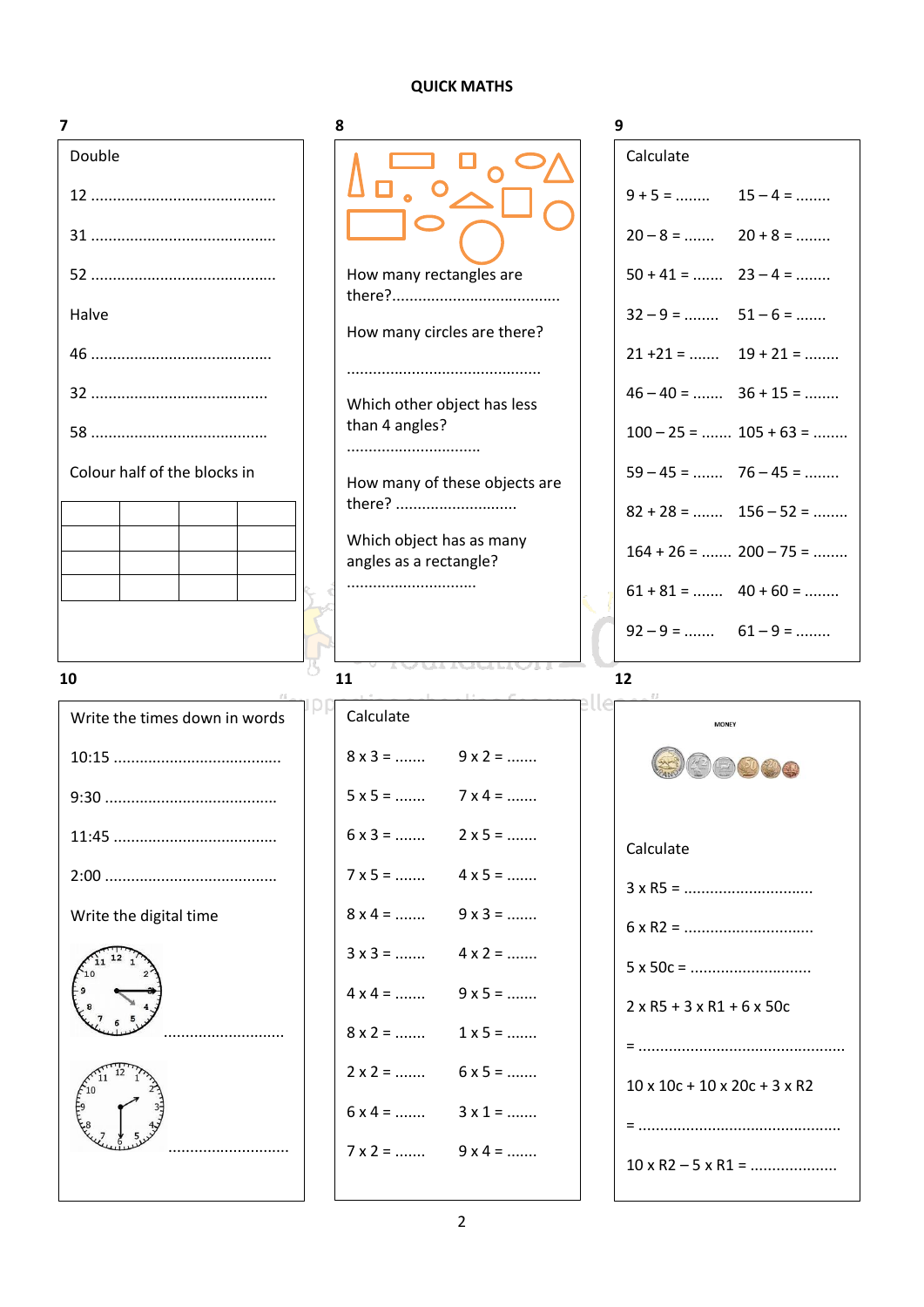# QUICK MATHS

## 7

Double

12 ...........................................

31 ...........................................

52 ...........................................

Halve

46 ..........................................

32 .........................................

58 .........................................

Colour half of the blocks in

| | | | |
|---|---|---|---|
| | | | |
| | | | |
| | | | |
| | | | |

## 8

How many rectangles are there?......................................

How many circles are there?

............................................

Which other object has less than 4 angles?

..............................

How many of these objects are there? ............................

Which object has as many angles as a rectangle?

.............................

## 9

Calculate

| | |
|---|---|
| 9 + 5 = ........ | 15 – 4 = ........ |
| 20 – 8 = ....... | 20 + 8 = ........ |
| 50 + 41 = ....... | 23 – 4 = ........ |
| 32 – 9 = ........ | 51 – 6 = ....... |
| 21 +21 = ....... | 19 + 21 = ........ |
| 46 – 40 = ....... | 36 + 15 = ........ |
| 100 – 25 = ....... | 105 + 63 = ........ |
| 59 – 45 = ....... | 76 – 45 = ........ |
| 82 + 28 = ....... | 156 – 52 = ........ |
| 164 + 26 = ....... | 200 – 75 = ........ |
| 61 + 81 = ....... | 40 + 60 = ........ |
| 92 – 9 = ....... | 61 – 9 = ........ |

## 10

Write the times down in words

10:15 .......................................

9:30 .......................................

11:45 .....................................

2:00 .......................................

Write the digital time

............................

............................

## 11

Calculate

| | |
|---|---|
| 8 x 3 = ....... | 9 x 2 = ....... |
| 5 x 5 = ....... | 7 x 4 = ....... |
| 6 x 3 = ....... | 2 x 5 = ....... |
| 7 x 5 = ....... | 4 x 5 = ....... |
| 8 x 4 = ....... | 9 x 3 = ....... |
| 3 x 3 = ....... | 4 x 2 = ....... |
| 4 x 4 = ....... | 9 x 5 = ....... |
| 8 x 2 = ....... | 1 x 5 = ....... |
| 2 x 2 = ....... | 6 x 5 = ....... |
| 6 x 4 = ....... | 3 x 1 = ....... |
| 7 x 2 = ....... | 9 x 4 = ....... |

## 12

MONEY

Calculate

3 x R5 = .............................

6 x R2 = .............................

5 x 50c = ...........................

2 x R5 + 3 x R1 + 6 x 50c

= ...............................................

10 x 10c + 10 x 20c + 3 x R2

= ..............................................

10 x R2 – 5 x R1 = ....................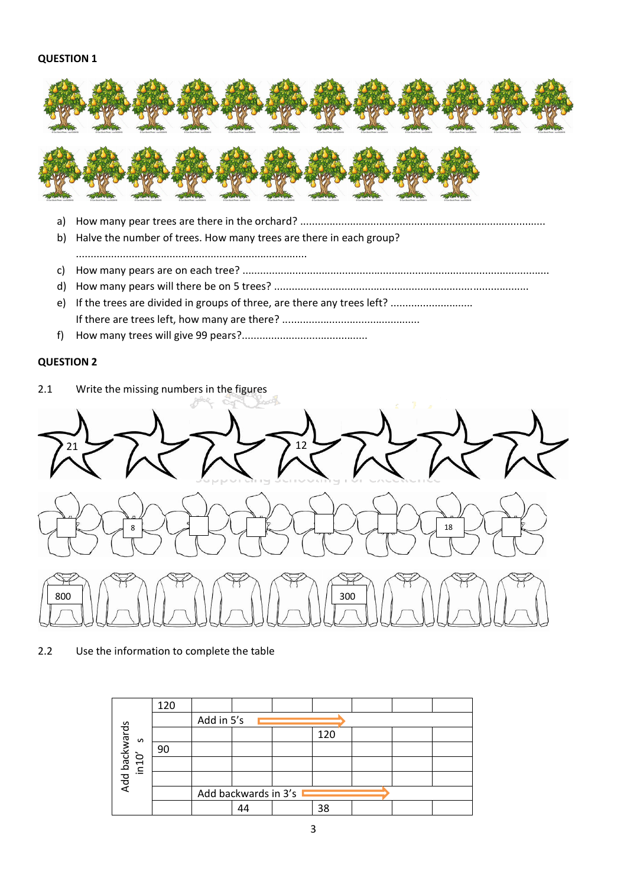**QUESTION 1**

a) How many pear trees are there in the orchard? ....................................................................................

b) Halve the number of trees. How many trees are there in each group?
..............................................................................

c) How many pears are on each tree? ........................................................................................................

d) How many pears will there be on 5 trees? ........................................................................................

e) If the trees are divided in groups of three, are there any trees left? ............................
If there are trees left, how many are there? ..............................................

f) How many trees will give 99 pears?..........................................

**QUESTION 2**

2.1 Write the missing numbers in the figures

| 21 | | | 12 | | | |
|---|---|---|---|---|---|---|

| | 8 | | | | | 18 | |
|---|---|---|---|---|---|---|---|

| 800 | | | | | 300 | | | |
|---|---|---|---|---|---|---|---|---|

2.2 Use the information to complete the table

| Add backwards in10' s | 120 | | | | | | | |
|---|---|---|---|---|---|---|---|---|
| | | Add in 5's | | | | | | |
| | | | | | 120 | | | |
| | 90 | | | | | | | |
| | | | | | | | | |
| | | | | | | | | |
| | | Add backwards in 3's | | | | | | |
| | | | 44 | | 38 | | | |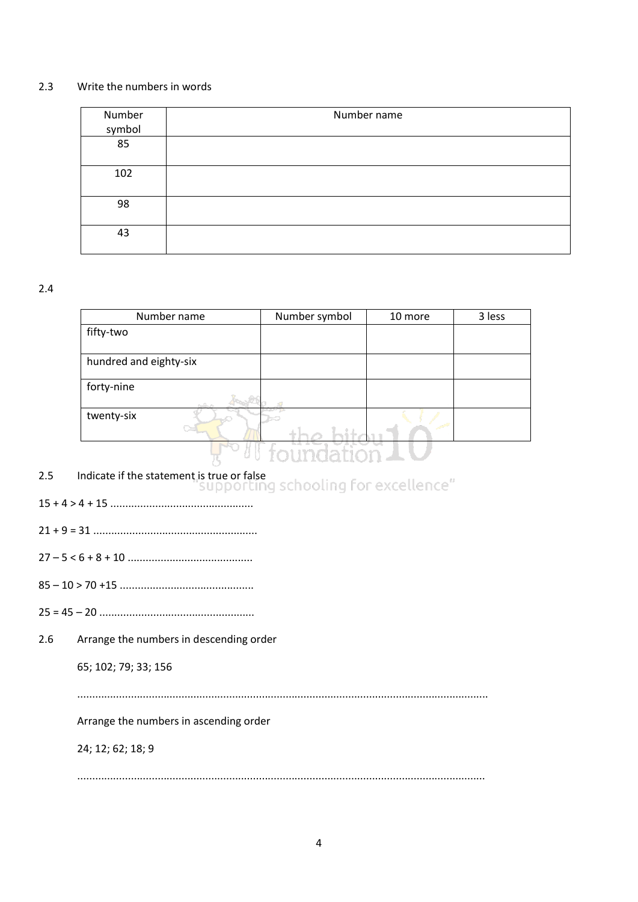2.3 Write the numbers in words

| Number symbol | Number name |
|---|---|
| 85 | |
| 102 | |
| 98 | |
| 43 | |

2.4

| Number name | Number symbol | 10 more | 3 less |
|---|---|---|---|
| fifty-two | | | |
| hundred and eighty-six | | | |
| forty-nine | | | |
| twenty-six | | | |

2.5 Indicate if the statement is true or false

15 + 4 > 4 + 15 ...............................................

21 + 9 = 31 ......................................................

27 – 5 < 6 + 8 + 10 .........................................

85 – 10 > 70 +15 ............................................

25 = 45 – 20 ...................................................

2.6 Arrange the numbers in descending order

65; 102; 79; 33; 156

.......................................................................................................................................

Arrange the numbers in ascending order

24; 12; 62; 18; 9

.......................................................................................................................................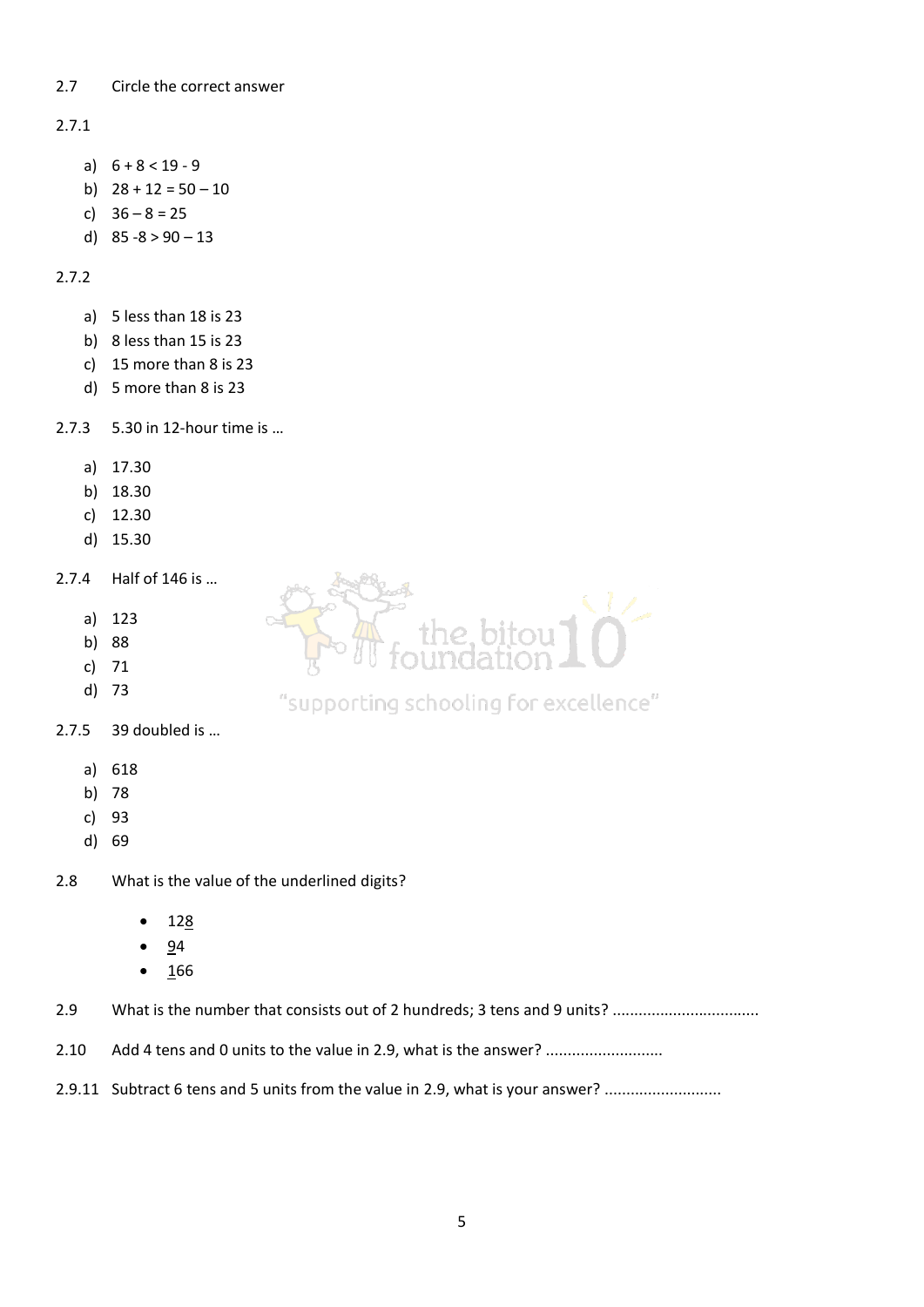2.7 Circle the correct answer

2.7.1

a) $6 + 8 < 19 - 9$
b) $28 + 12 = 50 – 10$
c) $36 – 8 = 25$
d) $85 - 8 > 90 – 13$

2.7.2

a) 5 less than 18 is 23
b) 8 less than 15 is 23
c) 15 more than 8 is 23
d) 5 more than 8 is 23

2.7.3 5.30 in 12-hour time is …

a) 17.30
b) 18.30
c) 12.30
d) 15.30

2.7.4 Half of 146 is …

a) 123
b) 88
c) 71
d) 73

2.7.5 39 doubled is …

a) 618
b) 78
c) 93
d) 69

2.8 What is the value of the underlined digits?

- 12<u>8</u>
- <u>9</u>4
- <u>1</u>66

2.9 What is the number that consists out of 2 hundreds; 3 tens and 9 units? .................................

2.10 Add 4 tens and 0 units to the value in 2.9, what is the answer? ...........................

2.9.11 Subtract 6 tens and 5 units from the value in 2.9, what is your answer? ...........................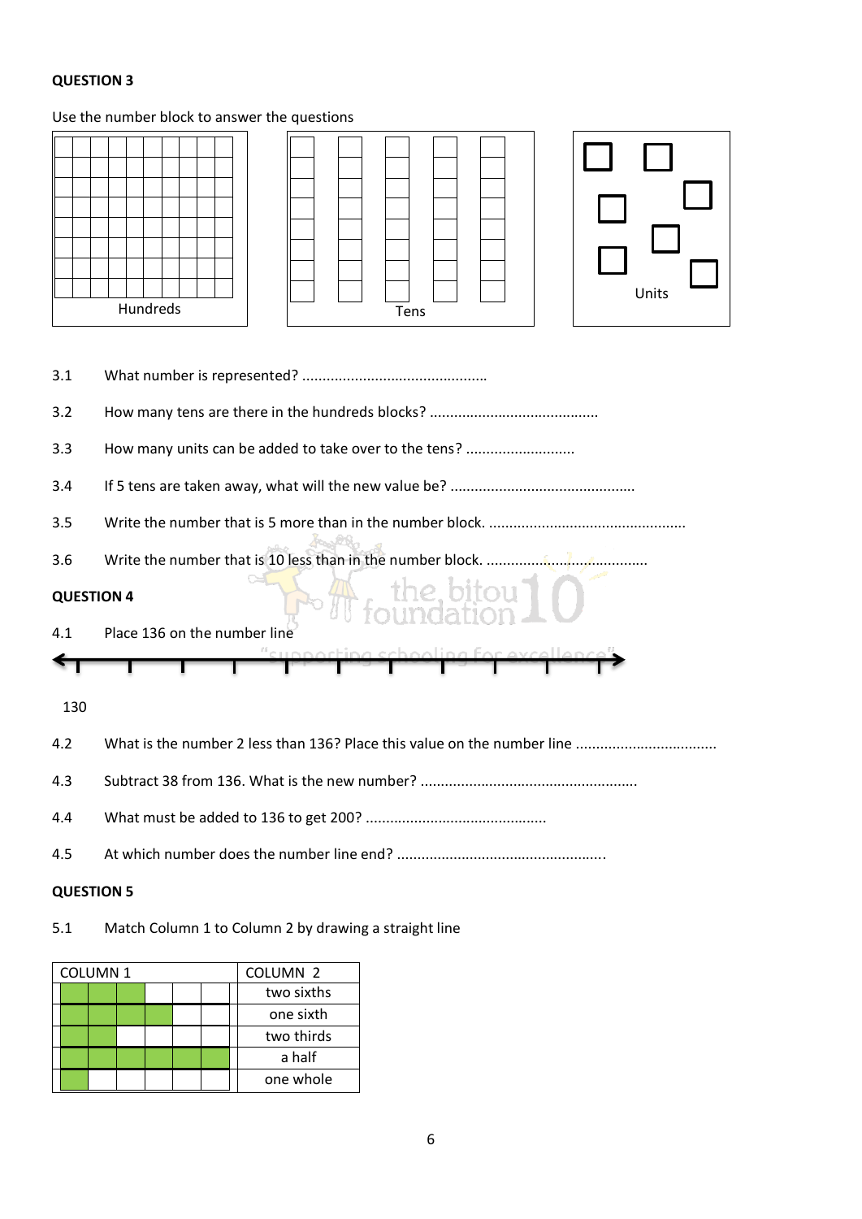**QUESTION 3**

Use the number block to answer the questions

Hundreds

Tens

Units

3.1 What number is represented? .............................................

3.2 How many tens are there in the hundreds blocks? .........................................

3.3 How many units can be added to take over to the tens? ...........................

3.4 If 5 tens are taken away, what will the new value be? .............................................

3.5 Write the number that is 5 more than in the number block. ................................................

3.6 Write the number that is 10 less than in the number block. ........................................

**QUESTION 4**

4.1 Place 136 on the number line

130

4.2 What is the number 2 less than 136? Place this value on the number line ..................................

4.3 Subtract 38 from 136. What is the new number? .....................................................

4.4 What must be added to 136 to get 200? ............................................

4.5 At which number does the number line end? ..................................................

**QUESTION 5**

5.1 Match Column 1 to Column 2 by drawing a straight line

| COLUMN 1 | COLUMN 2 |
|---|---|
| 3 of 6 parts shaded | two sixths |
| 4 of 6 parts shaded | one sixth |
| 2 of 6 parts shaded | two thirds |
| 6 of 6 parts shaded | a half |
| 1 of 6 parts shaded | one whole |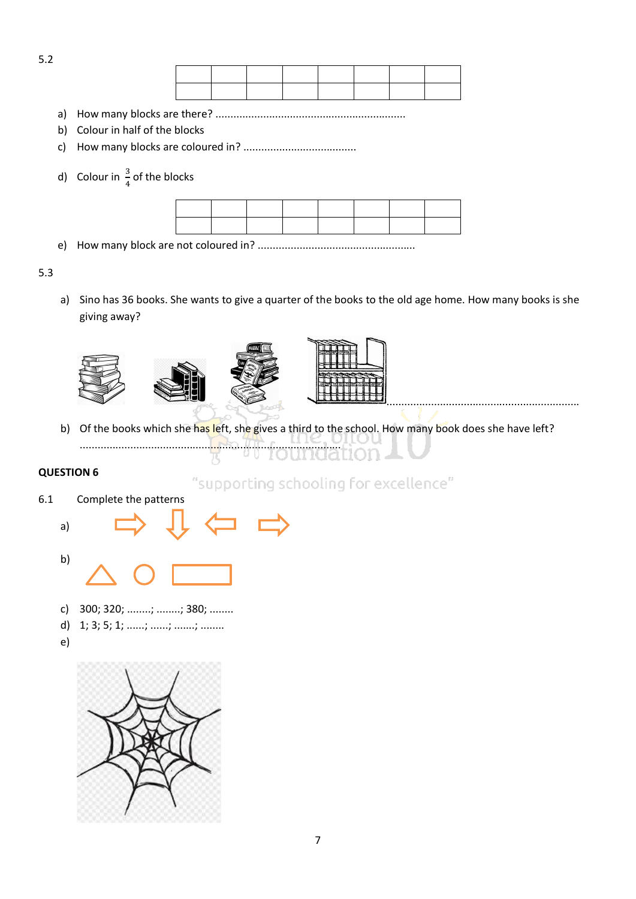5.2

| | | | | | | | |
|---|---|---|---|---|---|---|---|
| | | | | | | | |

a) How many blocks are there? ...............................................................

b) Colour in half of the blocks

c) How many blocks are coloured in? .....................................

d) Colour in $\frac{3}{4}$ of the blocks

| | | | | | | | |
|---|---|---|---|---|---|---|---|
| | | | | | | | |

e) How many block are not coloured in? ....................................................

5.3

a) Sino has 36 books. She wants to give a quarter of the books to the old age home. How many books is she giving away?

..............................................................

b) Of the books which she has left, she gives a third to the school. How many book does she have left?

..................................................................................................

## QUESTION 6

6.1 Complete the patterns

a) ⇨ ⇩ ⇦ ⇨

b) △ ○ ▭

c) 300; 320; ........; ........; 380; ........

d) 1; 3; 5; 1; ......; ......; .......; ........

e)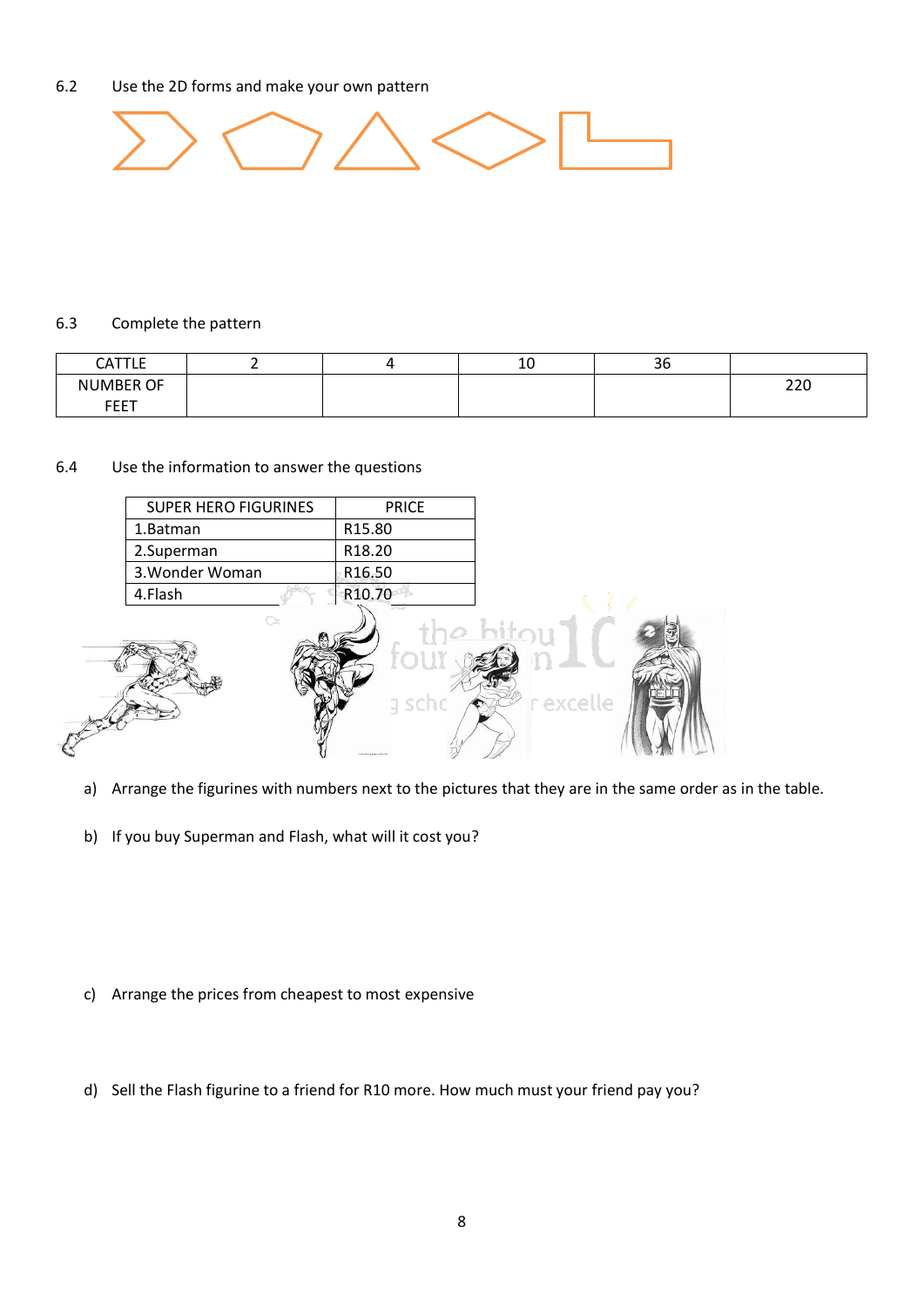6.2 Use the 2D forms and make your own pattern

6.3 Complete the pattern

| CATTLE | 2 | 4 | 10 | 36 | |
|---|---|---|---|---|---|
| NUMBER OF FEET | | | | | 220 |

6.4 Use the information to answer the questions

| SUPER HERO FIGURINES | PRICE |
|---|---|
| 1.Batman | R15.80 |
| 2.Superman | R18.20 |
| 3.Wonder Woman | R16.50 |
| 4.Flash | R10.70 |

a) Arrange the figurines with numbers next to the pictures that they are in the same order as in the table.

b) If you buy Superman and Flash, what will it cost you?

c) Arrange the prices from cheapest to most expensive

d) Sell the Flash figurine to a friend for R10 more. How much must your friend pay you?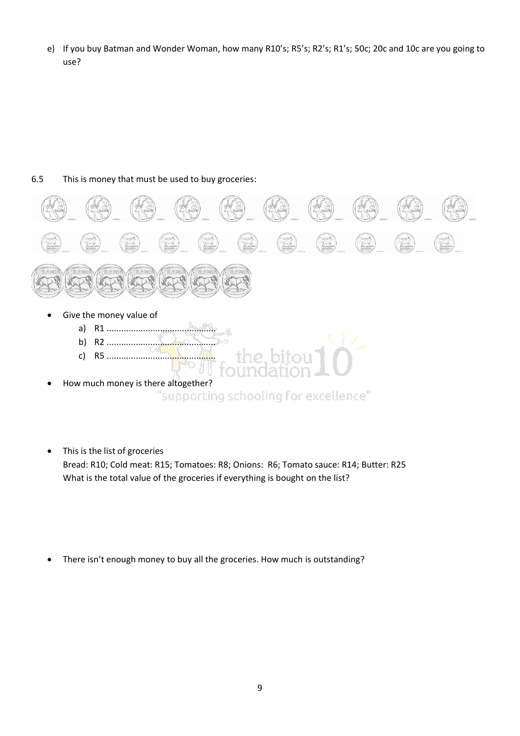e) If you buy Batman and Wonder Woman, how many R10's; R5's; R2's; R1's; 50c; 20c and 10c are you going to use?

6.5 This is money that must be used to buy groceries:

- Give the money value of
  a) R1 ............................................
  b) R2 ............................................
  c) R5 ............................................
- How much money is there altogether?

- This is the list of groceries
  Bread: R10; Cold meat: R15; Tomatoes: R8; Onions: R6; Tomato sauce: R14; Butter: R25
  What is the total value of the groceries if everything is bought on the list?

- There isn't enough money to buy all the groceries. How much is outstanding?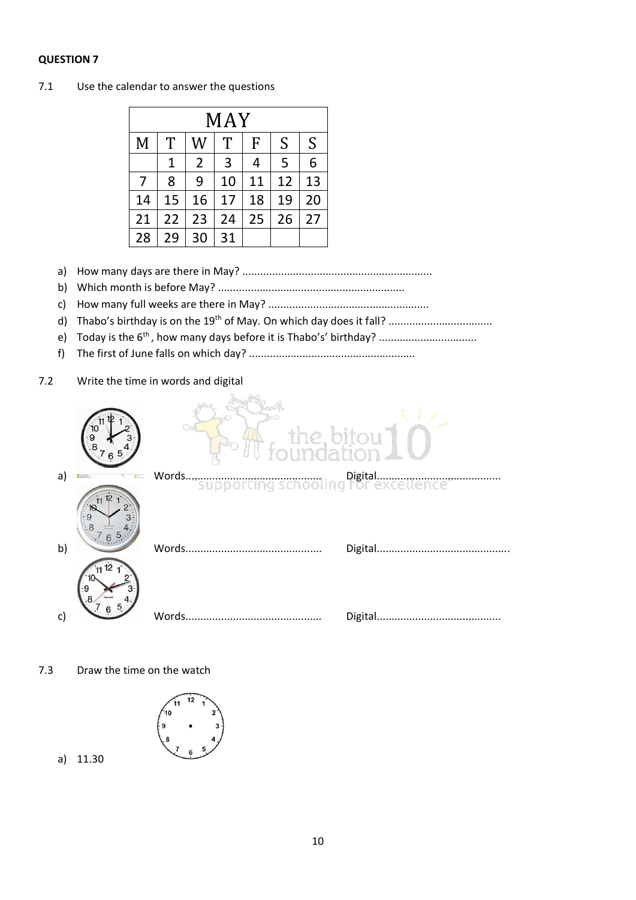**QUESTION 7**

7.1 Use the calendar to answer the questions

| MAY | | | | | | |
|---|---|---|---|---|---|---|
| M | T | W | T | F | S | S |
| | 1 | 2 | 3 | 4 | 5 | 6 |
| 7 | 8 | 9 | 10 | 11 | 12 | 13 |
| 14 | 15 | 16 | 17 | 18 | 19 | 20 |
| 21 | 22 | 23 | 24 | 25 | 26 | 27 |
| 28 | 29 | 30 | 31 | | | |

a) How many days are there in May? ................................................................

b) Which month is before May? ..............................................................

c) How many full weeks are there in May? .....................................................

d) Thabo's birthday is on the 19th of May. On which day does it fall? ...................................

e) Today is the 6th , how many days before it is Thabo's' birthday? .................................

f) The first of June falls on which day? ........................................................

7.2 Write the time in words and digital

a) Words............................................. Digital..........................................

b) Words............................................. Digital...........................................

c) Words............................................. Digital..........................................

7.3 Draw the time on the watch

a) 11.30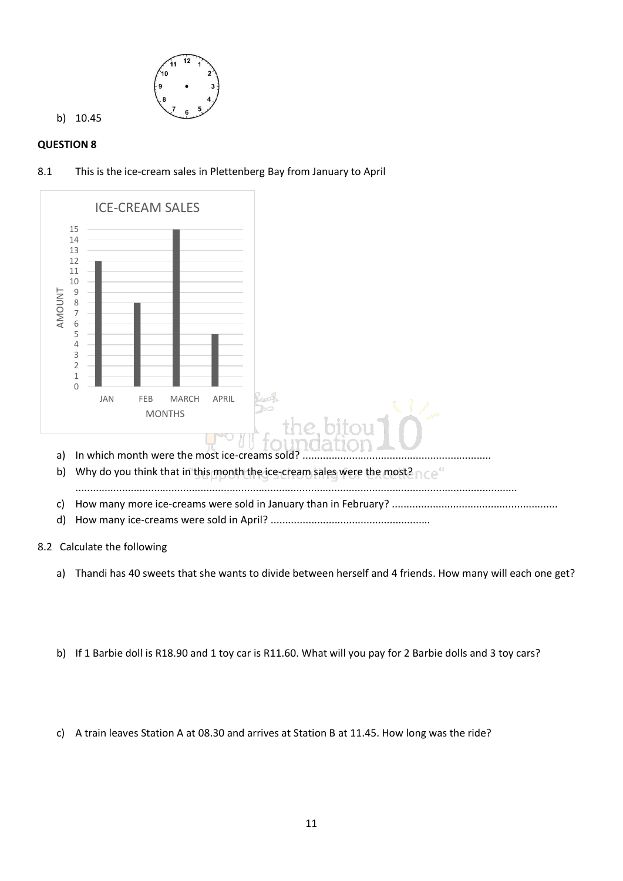b) 10.45

**QUESTION 8**

8.1 This is the ice-cream sales in Plettenberg Bay from January to April

ICE-CREAM SALES

AMOUNT

15
14
13
12
11
10
9
8
7
6
5
4
3
2
1
0

JAN FEB MARCH APRIL

MONTHS

a) In which month were the most ice-creams sold? ...............................................................

b) Why do you think that in this month the ice-cream sales were the most?

.....................................................................................................................................................

c) How many more ice-creams were sold in January than in February? .......................................................

d) How many ice-creams were sold in April? ......................................................

8.2 Calculate the following

a) Thandi has 40 sweets that she wants to divide between herself and 4 friends. How many will each one get?

b) If 1 Barbie doll is R18.90 and 1 toy car is R11.60. What will you pay for 2 Barbie dolls and 3 toy cars?

c) A train leaves Station A at 08.30 and arrives at Station B at 11.45. How long was the ride?